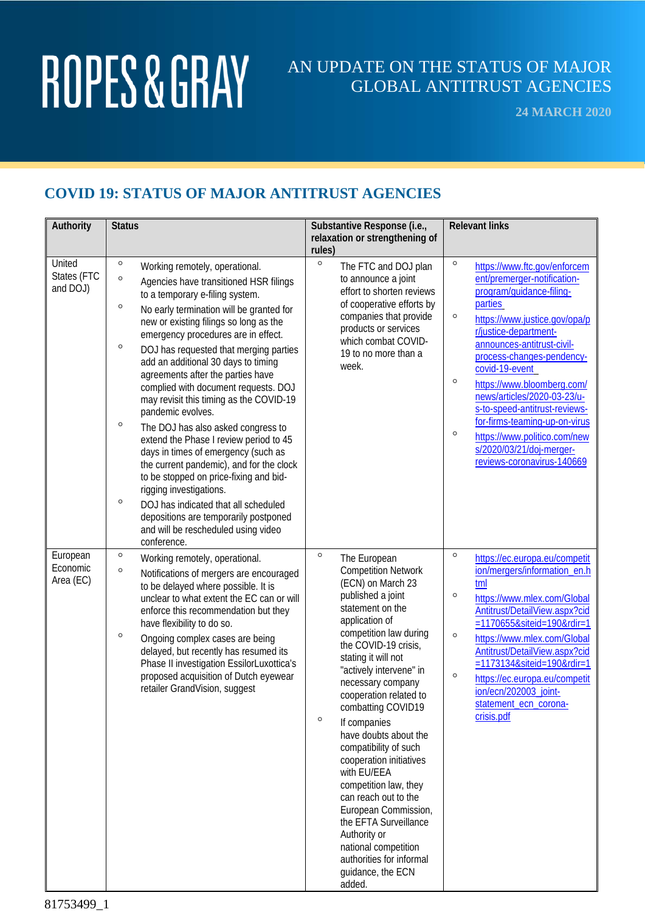ROPES & GRAY

# AN UPDATE ON THE STATUS OF MAJOR GLOBAL ANTITRUST AGENCIES

**24 MARCH 2020**

## COVID 19: STATUS OF MAJOR ANTITRUST AGENCIES

| Authority | Status | Substantive Response (i.e., relaxation or strengthening of rules) | Relevant links |
|---|---|---|---|
| United States (FTC and DOJ) | ◦ Working remotely, operational.<br>◦ Agencies have transitioned HSR filings to a temporary e-filing system.<br>◦ No early termination will be granted for new or existing filings so long as the emergency procedures are in effect.<br>◦ DOJ has requested that merging parties add an additional 30 days to timing agreements after the parties have complied with document requests. DOJ may revisit this timing as the COVID-19 pandemic evolves.<br>◦ The DOJ has also asked congress to extend the Phase I review period to 45 days in times of emergency (such as the current pandemic), and for the clock to be stopped on price-fixing and bid-rigging investigations.<br>◦ DOJ has indicated that all scheduled depositions are temporarily postponed and will be rescheduled using video conference. | ◦ The FTC and DOJ plan to announce a joint effort to shorten reviews of cooperative efforts by companies that provide products or services which combat COVID-19 to no more than a week. | ◦ https://www.ftc.gov/enforcement/premerger-notification-program/guidance-filing-parties<br>◦ https://www.justice.gov/opa/pr/justice-department-announces-antitrust-civil-process-changes-pendency-covid-19-event<br>◦ https://www.bloomberg.com/news/articles/2020-03-23/u-s-to-speed-antitrust-reviews-for-firms-teaming-up-on-virus<br>◦ https://www.politico.com/news/2020/03/21/doj-merger-reviews-coronavirus-140669 |
| European Economic Area (EC) | ◦ Working remotely, operational.<br>◦ Notifications of mergers are encouraged to be delayed where possible. It is unclear to what extent the EC can or will enforce this recommendation but they have flexibility to do so.<br>◦ Ongoing complex cases are being delayed, but recently has resumed its Phase II investigation EssilorLuxottica's proposed acquisition of Dutch eyewear retailer GrandVision, suggest | ◦ The European Competition Network (ECN) on March 23 published a joint statement on the application of competition law during the COVID-19 crisis, stating it will not "actively intervene" in necessary company cooperation related to combatting COVID19<br>◦ If companies have doubts about the compatibility of such cooperation initiatives with EU/EEA competition law, they can reach out to the European Commission, the EFTA Surveillance Authority or national competition authorities for informal guidance, the ECN added. | ◦ https://ec.europa.eu/competition/mergers/information_en.html<br>◦ https://www.mlex.com/GlobalAntitrust/DetailView.aspx?cid=1170655&siteid=190&rdir=1<br>◦ https://www.mlex.com/GlobalAntitrust/DetailView.aspx?cid=1173134&siteid=190&rdir=1<br>◦ https://ec.europa.eu/competition/ecn/202003_joint-statement_ecn_corona-crisis.pdf |

81753499_1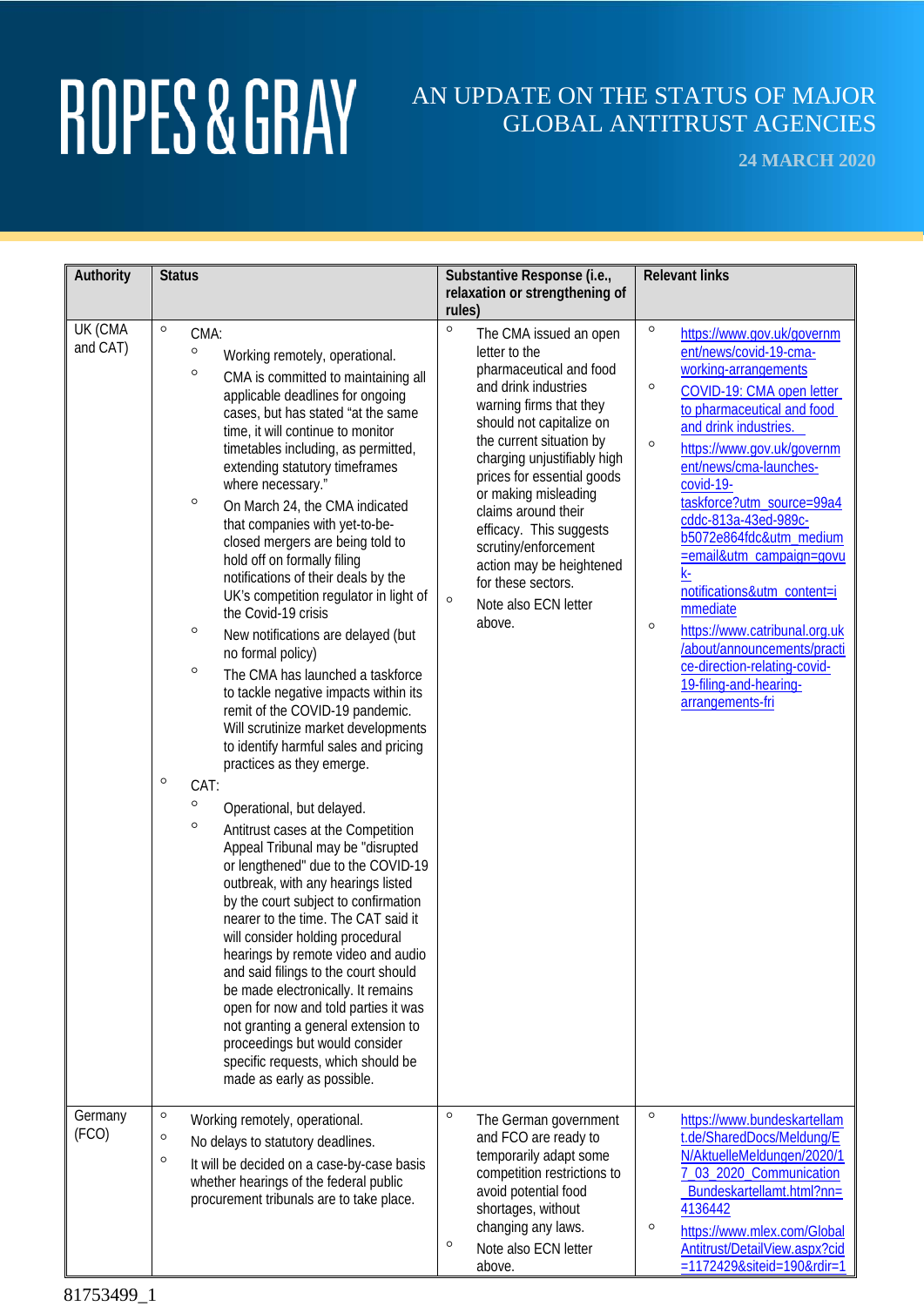# AN UPDATE ON THE STATUS OF MAJOR GLOBAL ANTITRUST AGENCIES

**24 MARCH 2020**

| Authority | Status | Substantive Response (i.e., relaxation or strengthening of rules) | Relevant links |
|---|---|---|---|
| UK (CMA and CAT) | ◦ CMA:<br>◦ Working remotely, operational.<br>◦ CMA is committed to maintaining all applicable deadlines for ongoing cases, but has stated "at the same time, it will continue to monitor timetables including, as permitted, extending statutory timeframes where necessary."<br>◦ On March 24, the CMA indicated that companies with yet-to-be-closed mergers are being told to hold off on formally filing notifications of their deals by the UK's competition regulator in light of the Covid-19 crisis<br>◦ New notifications are delayed (but no formal policy)<br>◦ The CMA has launched a taskforce to tackle negative impacts within its remit of the COVID-19 pandemic. Will scrutinize market developments to identify harmful sales and pricing practices as they emerge.<br>◦ CAT:<br>◦ Operational, but delayed.<br>◦ Antitrust cases at the Competition Appeal Tribunal may be "disrupted or lengthened" due to the COVID-19 outbreak, with any hearings listed by the court subject to confirmation nearer to the time. The CAT said it will consider holding procedural hearings by remote video and audio and said filings to the court should be made electronically. It remains open for now and told parties it was not granting a general extension to proceedings but would consider specific requests, which should be made as early as possible. | ◦ The CMA issued an open letter to the pharmaceutical and food and drink industries warning firms that they should not capitalize on the current situation by charging unjustifiably high prices for essential goods or making misleading claims around their efficacy. This suggests scrutiny/enforcement action may be heightened for these sectors.<br>◦ Note also ECN letter above. | ◦ https://www.gov.uk/government/news/covid-19-cma-working-arrangements<br>◦ COVID-19: CMA open letter to pharmaceutical and food and drink industries.<br>◦ https://www.gov.uk/government/news/cma-launches-covid-19-taskforce?utm_source=99a4cddc-813a-43ed-989c-b5072e864fdc&utm_medium=email&utm_campaign=govuk-notifications&utm_content=immediate<br>◦ https://www.catribunal.org.uk/about/announcements/practice-direction-relating-covid-19-filing-and-hearing-arrangements-fri |
| Germany (FCO) | ◦ Working remotely, operational.<br>◦ No delays to statutory deadlines.<br>◦ It will be decided on a case-by-case basis whether hearings of the federal public procurement tribunals are to take place. | ◦ The German government and FCO are ready to temporarily adapt some competition restrictions to avoid potential food shortages, without changing any laws.<br>◦ Note also ECN letter above. | ◦ https://www.bundeskartellamt.de/SharedDocs/Meldung/EN/AktuelleMeldungen/2020/17_03_2020_Communication_Bundeskartellamt.html?nn=4136442<br>◦ https://www.mlex.com/GlobalAntitrust/DetailView.aspx?cid=1172429&siteid=190&rdir=1 |

81753499_1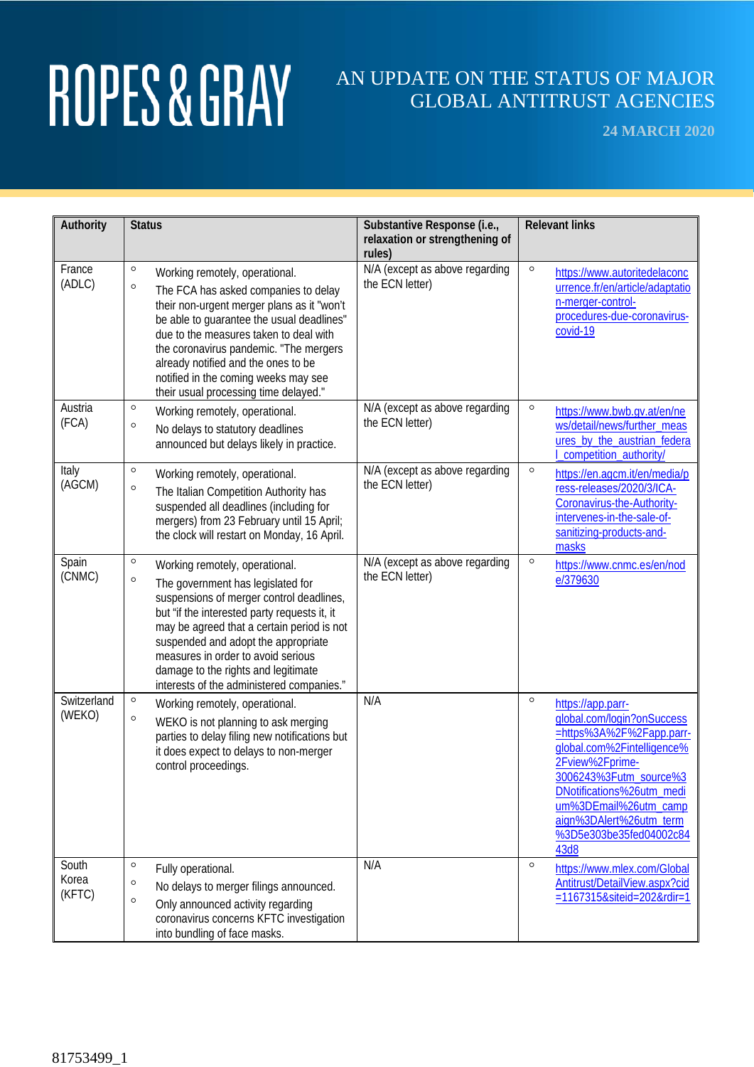# ROPES & GRAY

## AN UPDATE ON THE STATUS OF MAJOR GLOBAL ANTITRUST AGENCIES

**24 MARCH 2020**

| Authority | Status | Substantive Response (i.e., relaxation or strengthening of rules) | Relevant links |
|---|---|---|---|
| France (ADLC) | ○ Working remotely, operational.<br>○ The FCA has asked companies to delay their non-urgent merger plans as it "won't be able to guarantee the usual deadlines" due to the measures taken to deal with the coronavirus pandemic. "The mergers already notified and the ones to be notified in the coming weeks may see their usual processing time delayed." | N/A (except as above regarding the ECN letter) | ○ https://www.autoritedelaconcurrence.fr/en/article/adaptation-merger-control-procedures-due-coronavirus-covid-19 |
| Austria (FCA) | ○ Working remotely, operational.<br>○ No delays to statutory deadlines announced but delays likely in practice. | N/A (except as above regarding the ECN letter) | ○ https://www.bwb.gv.at/en/news/detail/news/further_measures_by_the_austrian_federal_competition_authority/ |
| Italy (AGCM) | ○ Working remotely, operational.<br>○ The Italian Competition Authority has suspended all deadlines (including for mergers) from 23 February until 15 April; the clock will restart on Monday, 16 April. | N/A (except as above regarding the ECN letter) | ○ https://en.agcm.it/en/media/press-releases/2020/3/ICA-Coronavirus-the-Authority-intervenes-in-the-sale-of-sanitizing-products-and-masks |
| Spain (CNMC) | ○ Working remotely, operational.<br>○ The government has legislated for suspensions of merger control deadlines, but "if the interested party requests it, it may be agreed that a certain period is not suspended and adopt the appropriate measures in order to avoid serious damage to the rights and legitimate interests of the administered companies." | N/A (except as above regarding the ECN letter) | ○ https://www.cnmc.es/en/node/379630 |
| Switzerland (WEKO) | ○ Working remotely, operational.<br>○ WEKO is not planning to ask merging parties to delay filing new notifications but it does expect to delays to non-merger control proceedings. | N/A | ○ https://app.parr-global.com/login?onSuccess=https%3A%2F%2Fapp.parr-global.com%2Fintelligence%2Fview%2Fprime-3006243%3Futm_source%3DNotifications%26utm_medium%3DEmail%26utm_campaign%3DAlert%26utm_term%3D5e303be35fed04002c8443d8 |
| South Korea (KFTC) | ○ Fully operational.<br>○ No delays to merger filings announced.<br>○ Only announced activity regarding coronavirus concerns KFTC investigation into bundling of face masks. | N/A | ○ https://www.mlex.com/GlobalAntitrust/DetailView.aspx?cid=1167315&siteid=202&rdir=1 |

81753499_1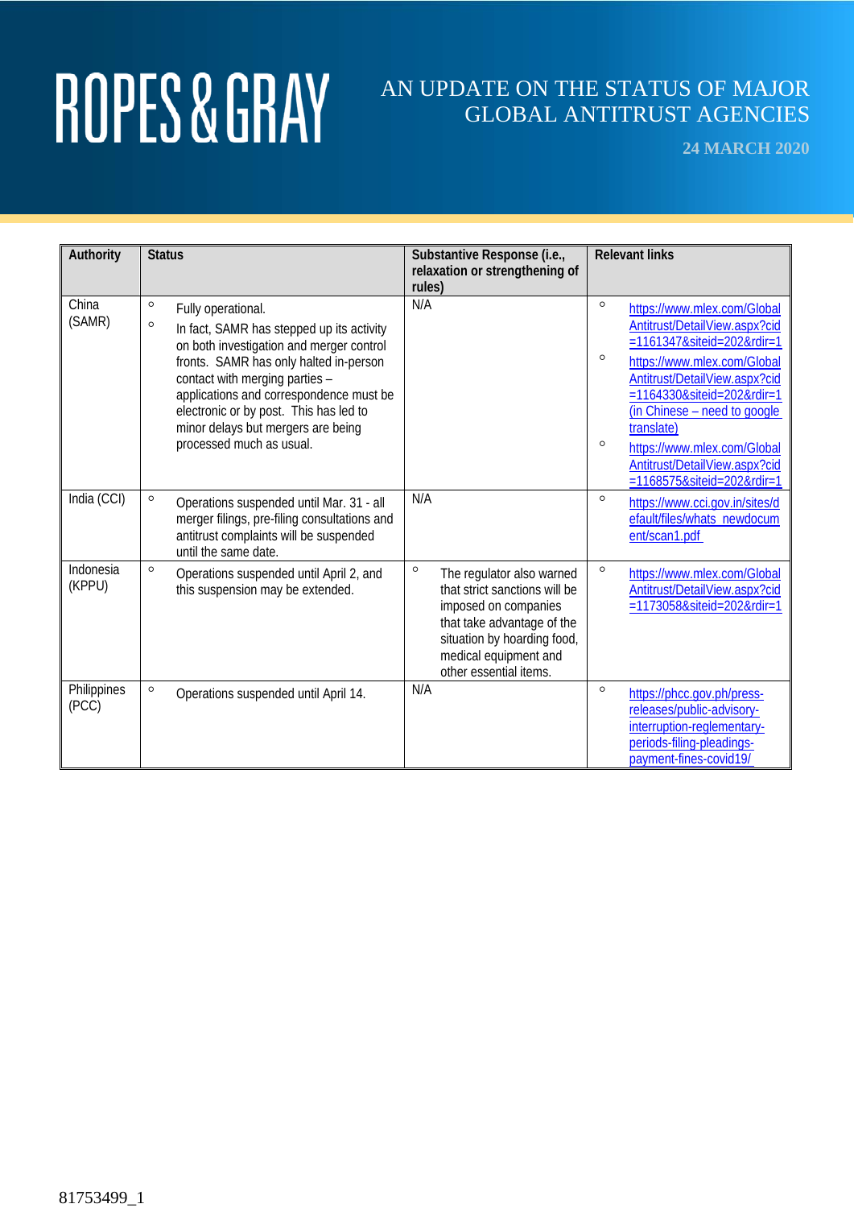| Authority | Status | Substantive Response (i.e., relaxation or strengthening of rules) | Relevant links |
|---|---|---|---|
| China (SAMR) | ◦ Fully operational.<br>◦ In fact, SAMR has stepped up its activity on both investigation and merger control fronts. SAMR has only halted in-person contact with merging parties – applications and correspondence must be electronic or by post. This has led to minor delays but mergers are being processed much as usual. | N/A | ◦ https://www.mlex.com/GlobalAntitrust/DetailView.aspx?cid=1161347&siteid=202&rdir=1<br>◦ https://www.mlex.com/GlobalAntitrust/DetailView.aspx?cid=1164330&siteid=202&rdir=1 (in Chinese – need to google translate)<br>◦ https://www.mlex.com/GlobalAntitrust/DetailView.aspx?cid=1168575&siteid=202&rdir=1 |
| India (CCI) | ◦ Operations suspended until Mar. 31 - all merger filings, pre-filing consultations and antitrust complaints will be suspended until the same date. | N/A | ◦ https://www.cci.gov.in/sites/default/files/whats_newdocument/scan1.pdf |
| Indonesia (KPPU) | ◦ Operations suspended until April 2, and this suspension may be extended. | ◦ The regulator also warned that strict sanctions will be imposed on companies that take advantage of the situation by hoarding food, medical equipment and other essential items. | ◦ https://www.mlex.com/GlobalAntitrust/DetailView.aspx?cid=1173058&siteid=202&rdir=1 |
| Philippines (PCC) | ◦ Operations suspended until April 14. | N/A | ◦ https://phcc.gov.ph/press-releases/public-advisory-interruption-reglementary-periods-filing-pleadings-payment-fines-covid19/ |

81753499_1